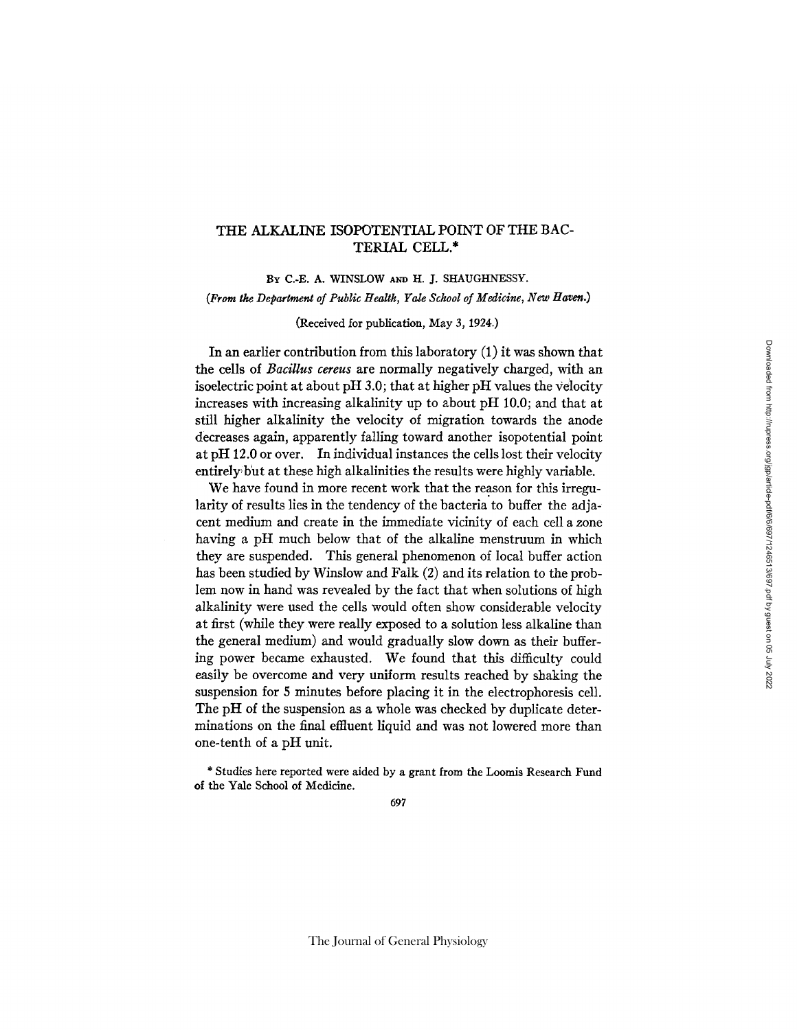# THE ALKALINE ISOPOTENTIAL POINT OF THE BACTERIAL CELL.*

By C.-E. A. WINSLOW and H. J. SHAUGHNESSY.

*(From the Department of Public Health, Yale School of Medicine, New Haven.)*

(Received for publication, May 3, 1924.)

In an earlier contribution from this laboratory (1) it was shown that the cells of *Bacillus cereus* are normally negatively charged, with an isoelectric point at about pH 3.0; that at higher pH values the velocity increases with increasing alkalinity up to about pH 10.0; and that at still higher alkalinity the velocity of migration towards the anode decreases again, apparently falling toward another isopotential point at pH 12.0 or over. In individual instances the cells lost their velocity entirely but at these high alkalinities the results were highly variable.

We have found in more recent work that the reason for this irregularity of results lies in the tendency of the bacteria to buffer the adjacent medium and create in the immediate vicinity of each cell a zone having a pH much below that of the alkaline menstruum in which they are suspended. This general phenomenon of local buffer action has been studied by Winslow and Falk (2) and its relation to the problem now in hand was revealed by the fact that when solutions of high alkalinity were used the cells would often show considerable velocity at first (while they were really exposed to a solution less alkaline than the general medium) and would gradually slow down as their buffering power became exhausted. We found that this difficulty could easily be overcome and very uniform results reached by shaking the suspension for 5 minutes before placing it in the electrophoresis cell. The pH of the suspension as a whole was checked by duplicate determinations on the final effluent liquid and was not lowered more than one-tenth of a pH unit.

* Studies here reported were aided by a grant from the Loomis Research Fund of the Yale School of Medicine.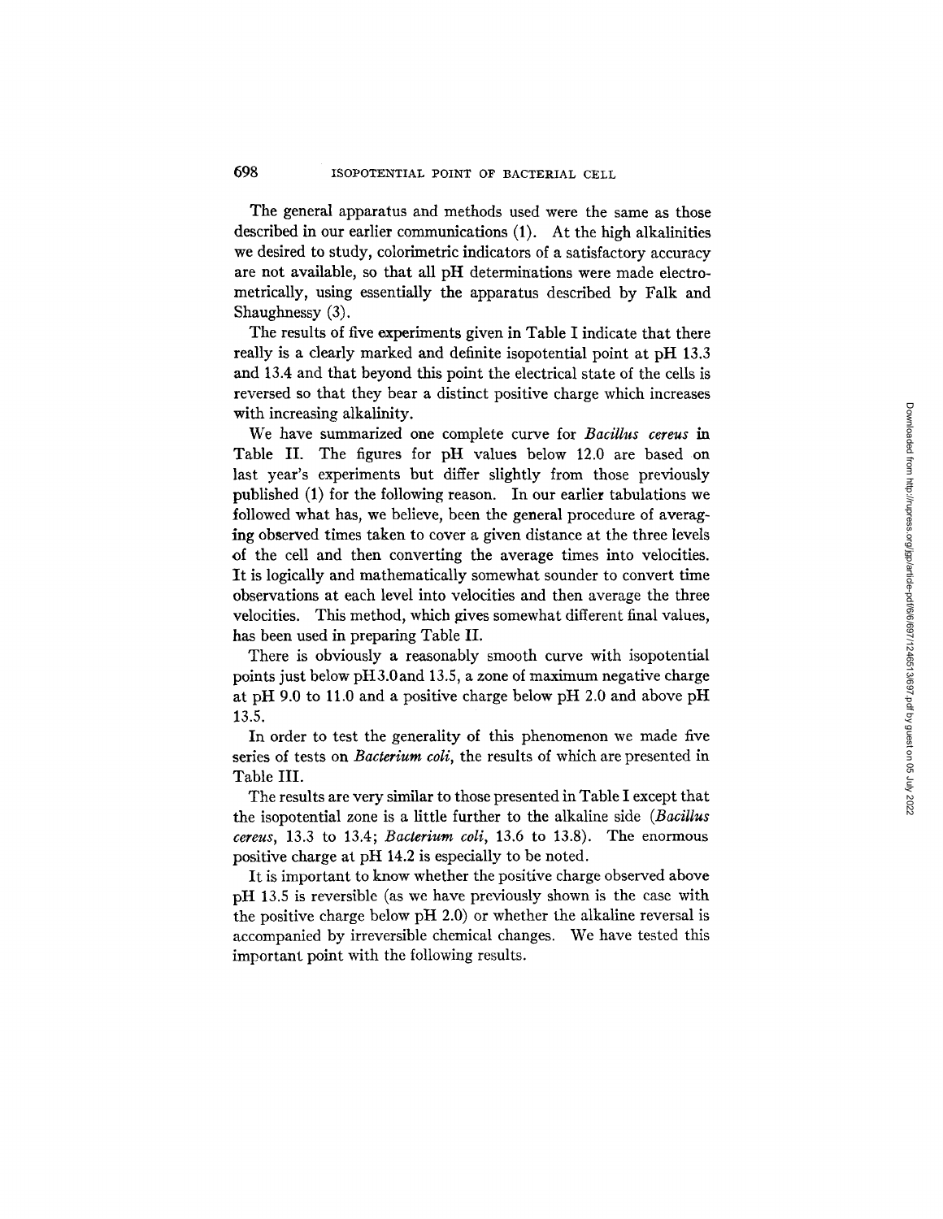The general apparatus and methods used were the same as those described in our earlier communications (1). At the high alkalinities we desired to study, colorimetric indicators of a satisfactory accuracy are not available, so that all pH determinations were made electrometrically, using essentially the apparatus described by Falk and Shaughnessy (3).

The results of five experiments given in Table I indicate that there really is a clearly marked and definite isopotential point at pH 13.3 and 13.4 and that beyond this point the electrical state of the cells is reversed so that they bear a distinct positive charge which increases with increasing alkalinity.

We have summarized one complete curve for *Bacillus cereus* in Table II. The figures for pH values below 12.0 are based on last year's experiments but differ slightly from those previously published (1) for the following reason. In our earlier tabulations we followed what has, we believe, been the general procedure of averaging observed times taken to cover a given distance at the three levels of the cell and then converting the average times into velocities. It is logically and mathematically somewhat sounder to convert time observations at each level into velocities and then average the three velocities. This method, which gives somewhat different final values, has been used in preparing Table II.

There is obviously a reasonably smooth curve with isopotential points just below pH 3.0 and 13.5, a zone of maximum negative charge at pH 9.0 to 11.0 and a positive charge below pH 2.0 and above pH 13.5.

In order to test the generality of this phenomenon we made five series of tests on *Bacterium coli*, the results of which are presented in Table III.

The results are very similar to those presented in Table I except that the isopotential zone is a little further to the alkaline side (*Bacillus cereus*, 13.3 to 13.4; *Bacterium coli*, 13.6 to 13.8). The enormous positive charge at pH 14.2 is especially to be noted.

It is important to know whether the positive charge observed above pH 13.5 is reversible (as we have previously shown is the case with the positive charge below pH 2.0) or whether the alkaline reversal is accompanied by irreversible chemical changes. We have tested this important point with the following results.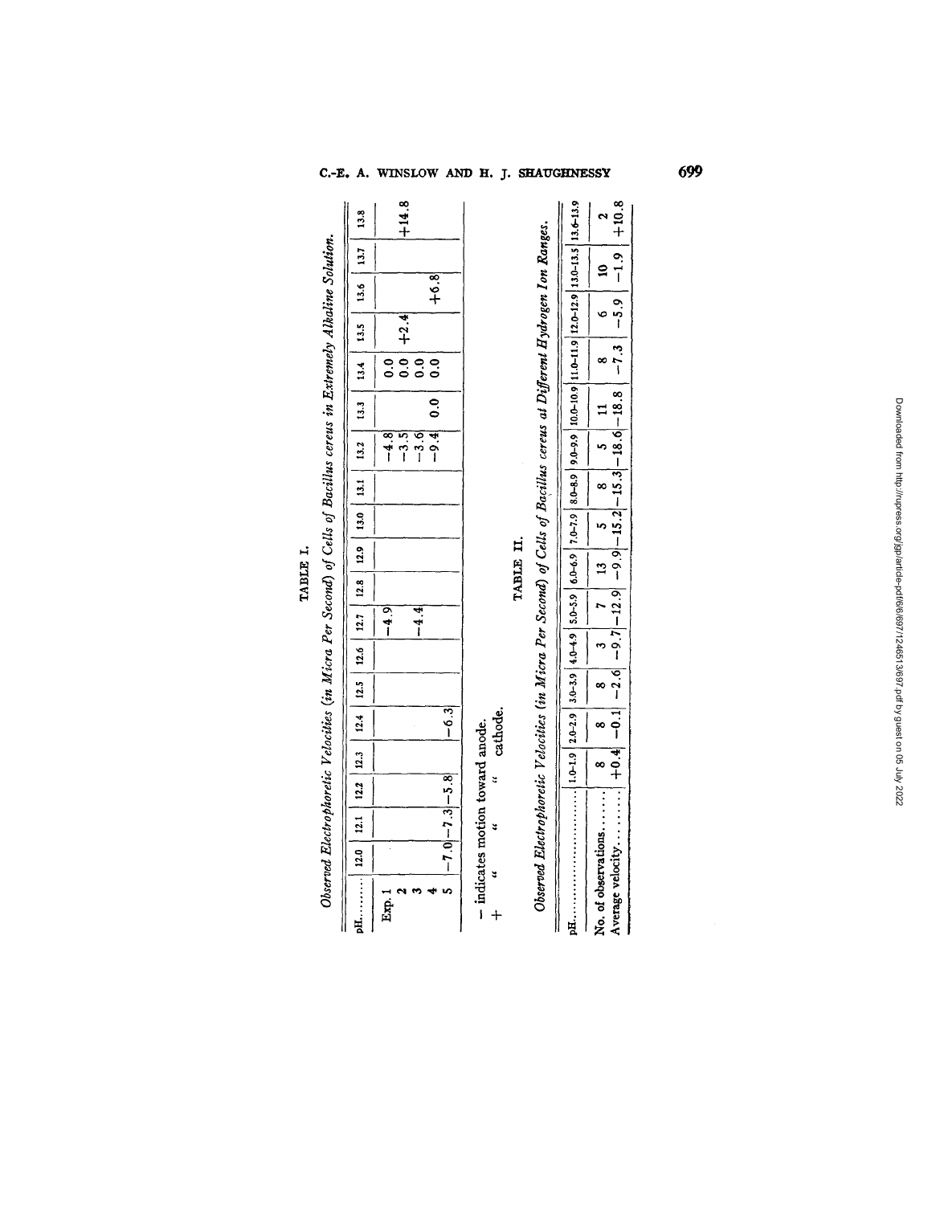**TABLE I.**

*Observed Electrophoretic Velocities (in Micra Per Second) of Cells of Bacillus cereus in Extremely Alkaline Solution.*

| pH........ | 12.0 | 12.1 | 12.2 | 12.3 | 12.4 | 12.5 | 12.6 | 12.7 | 12.8 | 12.9 | 13.0 | 13.1 | 13.2 | 13.3 | 13.4 | 13.5 | 13.6 | 13.7 | 13.8 |
|---|---|---|---|---|---|---|---|---|---|---|---|---|---|---|---|---|---|---|---|
| Exp. 1 | | | | | | | | −4.9 | | | | | | | | | | | |
| 2 | | | | | | | | | | | | | −4.8 | | 0.0 | | | | +14.8 |
| 3 | | | | | | | | | | | | | −3.5 | | 0.0 | +2.4 | | | |
| 4 | | | | | | | | −4.4 | | | | | −3.6 | | 0.0 | | +6.8 | | |
| 5 | −7.0 | −7.3 | −5.8 | | −6.3 | | | | | | | | −9.4 | 0.0 | 0.0 | | | | |

− indicates motion toward anode.
\+ " " " cathode.

**TABLE II.**

*Observed Electrophoretic Velocities (in Micra Per Second) of Cells of Bacillus cereus at Different Hydrogen Ion Ranges.*

| pH.................... | 1.0–1.9 | 2.0–2.9 | 3.0–3.9 | 4.0–4.9 | 5.0–5.9 | 6.0–6.9 | 7.0–7.9 | 8.0–8.9 | 9.0–9.9 | 10.0–10.9 | 11.0–11.9 | 12.0–12.9 | 13.0–13.5 | 13.6–13.9 |
|---|---|---|---|---|---|---|---|---|---|---|---|---|---|---|
| No. of observations....... | 8 | 8 | 8 | 3 | 7 | 13 | 5 | 8 | 5 | 11 | 8 | 6 | 10 | 2 |
| Average velocity......... | +0.4 | −0.1 | −2.6 | −9.7 | −12.9 | −9.9 | −15.2 | −15.3 | −18.6 | −18.8 | −7.3 | −5.9 | −1.9 | +10.8 |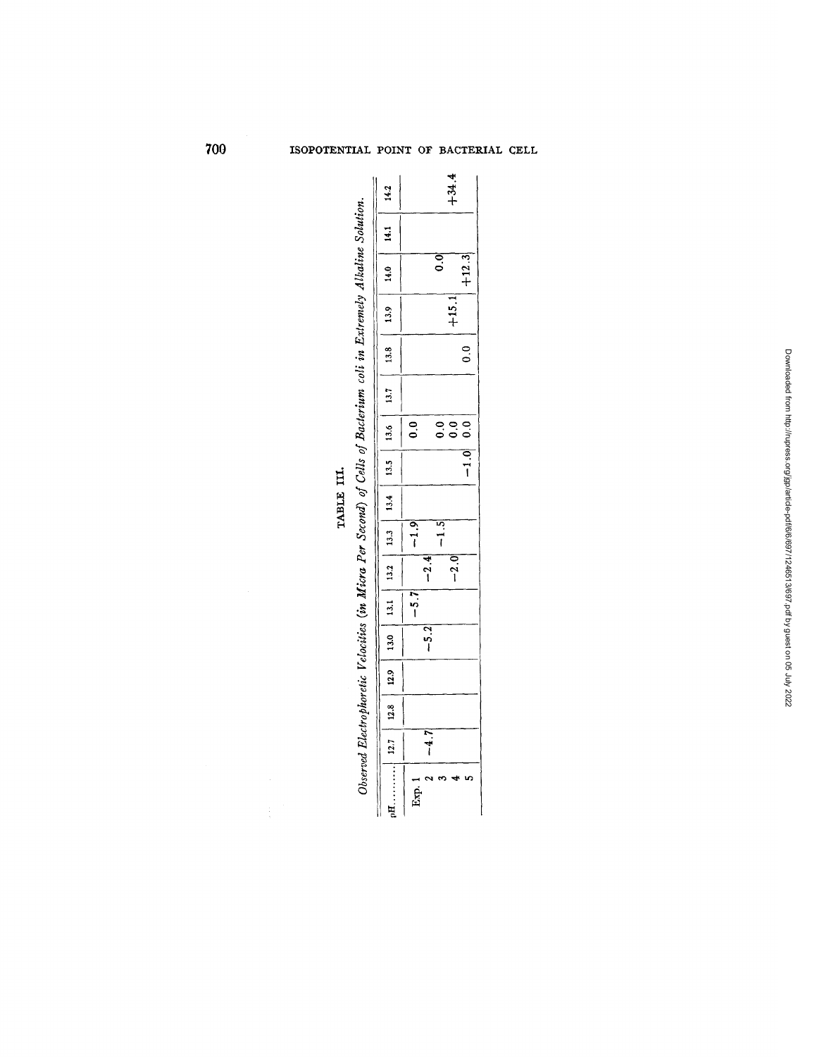TABLE III.

*Observed Electrophoretic Velocities (in Micra Per Second) of Cells of Bacterium coli in Extremely Alkaline Solution.*

| pH........ | 12.7 | 12.8 | 12.9 | 13.0 | 13.1 | 13.2 | 13.3 | 13.4 | 13.5 | 13.6 | 13.7 | 13.8 | 13.9 | 14.0 | 14.1 | 14.2 |
|---|---|---|---|---|---|---|---|---|---|---|---|---|---|---|---|---|
| Exp. 1 | | | | | −5.7 | | −1.9 | | | 0.0 | | | | | | |
| 2 | −4.7 | | | −5.2 | | −2.4 | | | | | | | | | | |
| 3 | | | | | | | −1.5 | | | 0.0 | | | | 0.0 | | |
| 4 | | | | | | −2.0 | | | | 0.0 | | | +15.1 | | | +34.4 |
| 5 | | | | | | | | | −1.0 | 0.0 | | 0.0 | | +12.3 | | |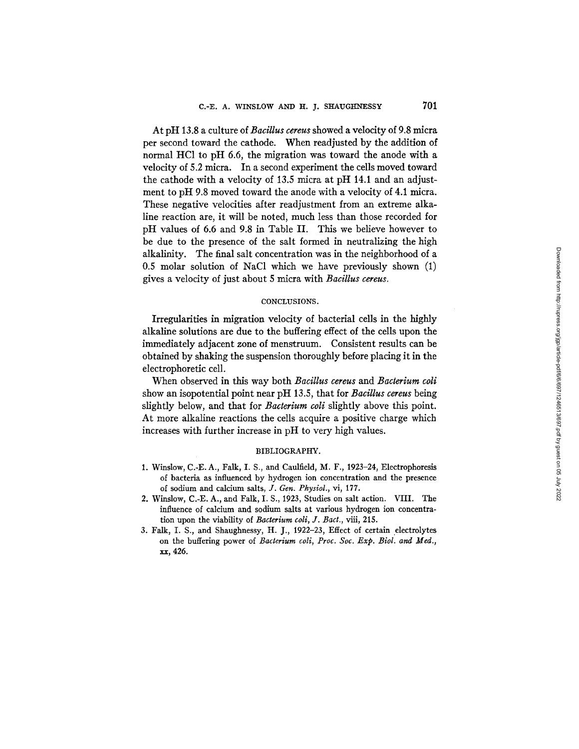At pH 13.8 a culture of *Bacillus cereus* showed a velocity of 9.8 micra per second toward the cathode. When readjusted by the addition of normal HCl to pH 6.6, the migration was toward the anode with a velocity of 5.2 micra. In a second experiment the cells moved toward the cathode with a velocity of 13.5 micra at pH 14.1 and an adjustment to pH 9.8 moved toward the anode with a velocity of 4.1 micra. These negative velocities after readjustment from an extreme alkaline reaction are, it will be noted, much less than those recorded for pH values of 6.6 and 9.8 in Table II. This we believe however to be due to the presence of the salt formed in neutralizing the high alkalinity. The final salt concentration was in the neighborhood of a 0.5 molar solution of NaCl which we have previously shown (1) gives a velocity of just about 5 micra with *Bacillus cereus.*

## CONCLUSIONS.

Irregularities in migration velocity of bacterial cells in the highly alkaline solutions are due to the buffering effect of the cells upon the immediately adjacent zone of menstruum. Consistent results can be obtained by shaking the suspension thoroughly before placing it in the electrophoretic cell.

When observed in this way both *Bacillus cereus* and *Bacterium coli* show an isopotential point near pH 13.5, that for *Bacillus cereus* being slightly below, and that for *Bacterium coli* slightly above this point. At more alkaline reactions the cells acquire a positive charge which increases with further increase in pH to very high values.

## BIBLIOGRAPHY.

1. Winslow, C.-E. A., Falk, I. S., and Caulfield, M. F., 1923–24, Electrophoresis of bacteria as influenced by hydrogen ion concentration and the presence of sodium and calcium salts, *J. Gen. Physiol.*, vi, 177.
2. Winslow, C.-E. A., and Falk, I. S., 1923, Studies on salt action. VIII. The influence of calcium and sodium salts at various hydrogen ion concentration upon the viability of *Bacterium coli*, *J. Bact.*, viii, 215.
3. Falk, I. S., and Shaughnessy, H. J., 1922–23, Effect of certain electrolytes on the buffering power of *Bacterium coli*, *Proc. Soc. Exp. Biol. and Med.*, **xx**, 426.